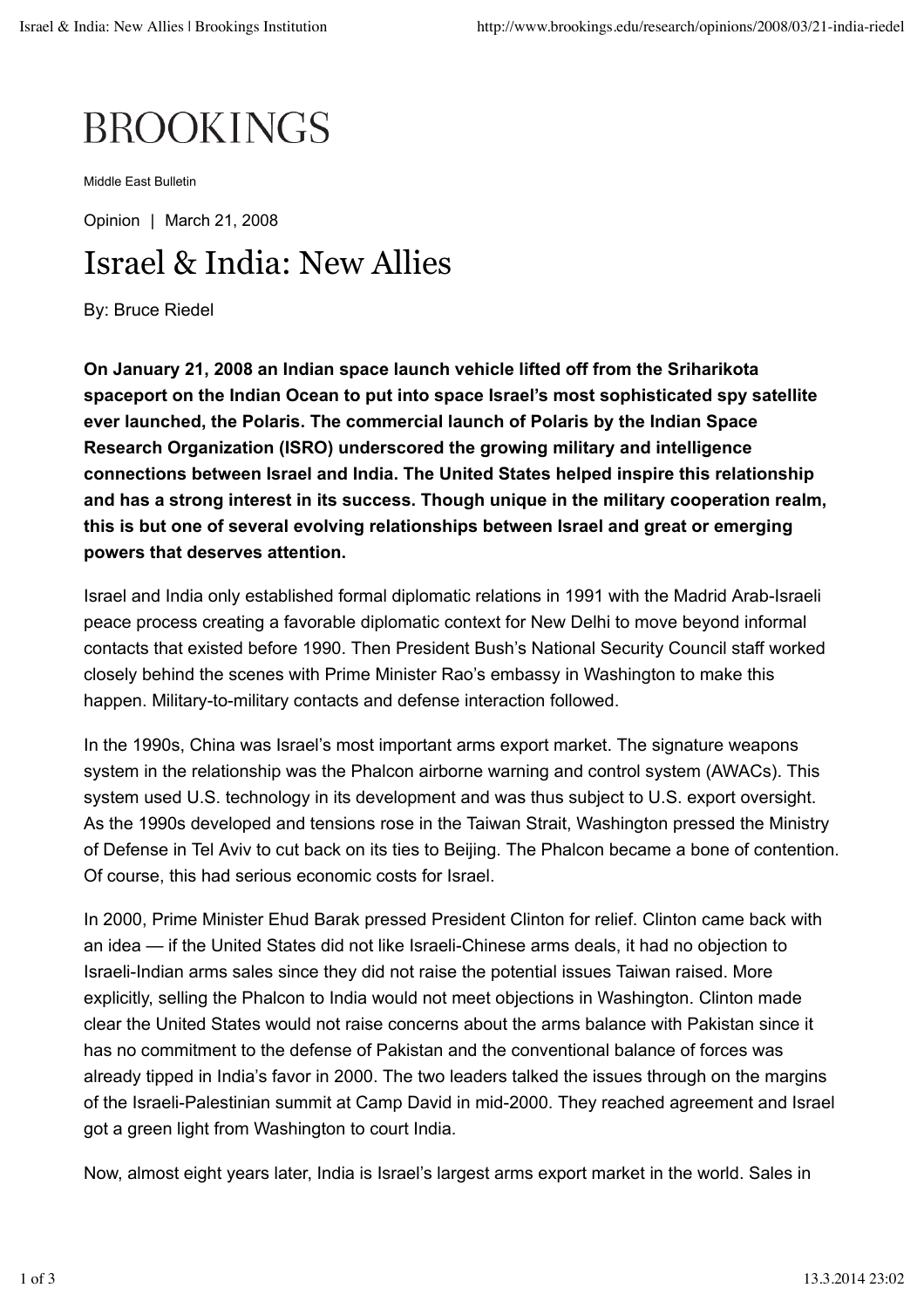# BROOKINGS

Middle East Bulletin

Opinion | March 21, 2008

# Israel & India: New Allies

By: Bruce Riedel

**On January 21, 2008 an Indian space launch vehicle lifted off from the Sriharikota spaceport on the Indian Ocean to put into space Israel's most sophisticated spy satellite ever launched, the Polaris. The commercial launch of Polaris by the Indian Space Research Organization (ISRO) underscored the growing military and intelligence connections between Israel and India. The United States helped inspire this relationship and has a strong interest in its success. Though unique in the military cooperation realm, this is but one of several evolving relationships between Israel and great or emerging powers that deserves attention.**

Israel and India only established formal diplomatic relations in 1991 with the Madrid Arab-Israeli peace process creating a favorable diplomatic context for New Delhi to move beyond informal contacts that existed before 1990. Then President Bush's National Security Council staff worked closely behind the scenes with Prime Minister Rao's embassy in Washington to make this happen. Military-to-military contacts and defense interaction followed.

In the 1990s, China was Israel's most important arms export market. The signature weapons system in the relationship was the Phalcon airborne warning and control system (AWACs). This system used U.S. technology in its development and was thus subject to U.S. export oversight. As the 1990s developed and tensions rose in the Taiwan Strait, Washington pressed the Ministry of Defense in Tel Aviv to cut back on its ties to Beijing. The Phalcon became a bone of contention. Of course, this had serious economic costs for Israel.

In 2000, Prime Minister Ehud Barak pressed President Clinton for relief. Clinton came back with an idea — if the United States did not like Israeli-Chinese arms deals, it had no objection to Israeli-Indian arms sales since they did not raise the potential issues Taiwan raised. More explicitly, selling the Phalcon to India would not meet objections in Washington. Clinton made clear the United States would not raise concerns about the arms balance with Pakistan since it has no commitment to the defense of Pakistan and the conventional balance of forces was already tipped in India's favor in 2000. The two leaders talked the issues through on the margins of the Israeli-Palestinian summit at Camp David in mid-2000. They reached agreement and Israel got a green light from Washington to court India.

Now, almost eight years later, India is Israel's largest arms export market in the world. Sales in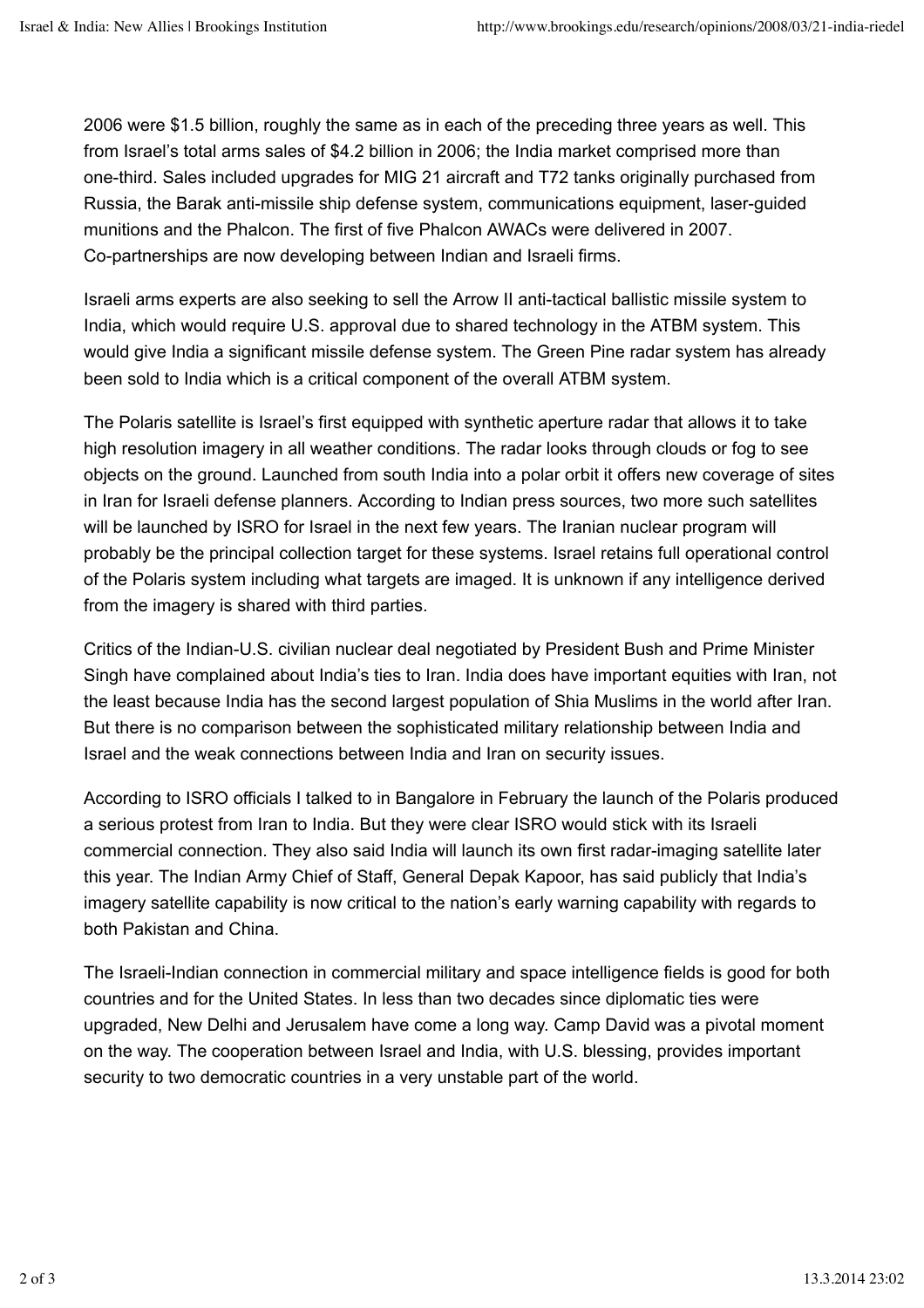2006 were $1.5 billion, roughly the same as in each of the preceding three years as well. This from Israel's total arms sales of $4.2 billion in 2006; the India market comprised more than one-third. Sales included upgrades for MIG 21 aircraft and T72 tanks originally purchased from Russia, the Barak anti-missile ship defense system, communications equipment, laser-guided munitions and the Phalcon. The first of five Phalcon AWACs were delivered in 2007. Co-partnerships are now developing between Indian and Israeli firms.

Israeli arms experts are also seeking to sell the Arrow II anti-tactical ballistic missile system to India, which would require U.S. approval due to shared technology in the ATBM system. This would give India a significant missile defense system. The Green Pine radar system has already been sold to India which is a critical component of the overall ATBM system.

The Polaris satellite is Israel's first equipped with synthetic aperture radar that allows it to take high resolution imagery in all weather conditions. The radar looks through clouds or fog to see objects on the ground. Launched from south India into a polar orbit it offers new coverage of sites in Iran for Israeli defense planners. According to Indian press sources, two more such satellites will be launched by ISRO for Israel in the next few years. The Iranian nuclear program will probably be the principal collection target for these systems. Israel retains full operational control of the Polaris system including what targets are imaged. It is unknown if any intelligence derived from the imagery is shared with third parties.

Critics of the Indian-U.S. civilian nuclear deal negotiated by President Bush and Prime Minister Singh have complained about India's ties to Iran. India does have important equities with Iran, not the least because India has the second largest population of Shia Muslims in the world after Iran. But there is no comparison between the sophisticated military relationship between India and Israel and the weak connections between India and Iran on security issues.

According to ISRO officials I talked to in Bangalore in February the launch of the Polaris produced a serious protest from Iran to India. But they were clear ISRO would stick with its Israeli commercial connection. They also said India will launch its own first radar-imaging satellite later this year. The Indian Army Chief of Staff, General Depak Kapoor, has said publicly that India's imagery satellite capability is now critical to the nation's early warning capability with regards to both Pakistan and China.

The Israeli-Indian connection in commercial military and space intelligence fields is good for both countries and for the United States. In less than two decades since diplomatic ties were upgraded, New Delhi and Jerusalem have come a long way. Camp David was a pivotal moment on the way. The cooperation between Israel and India, with U.S. blessing, provides important security to two democratic countries in a very unstable part of the world.